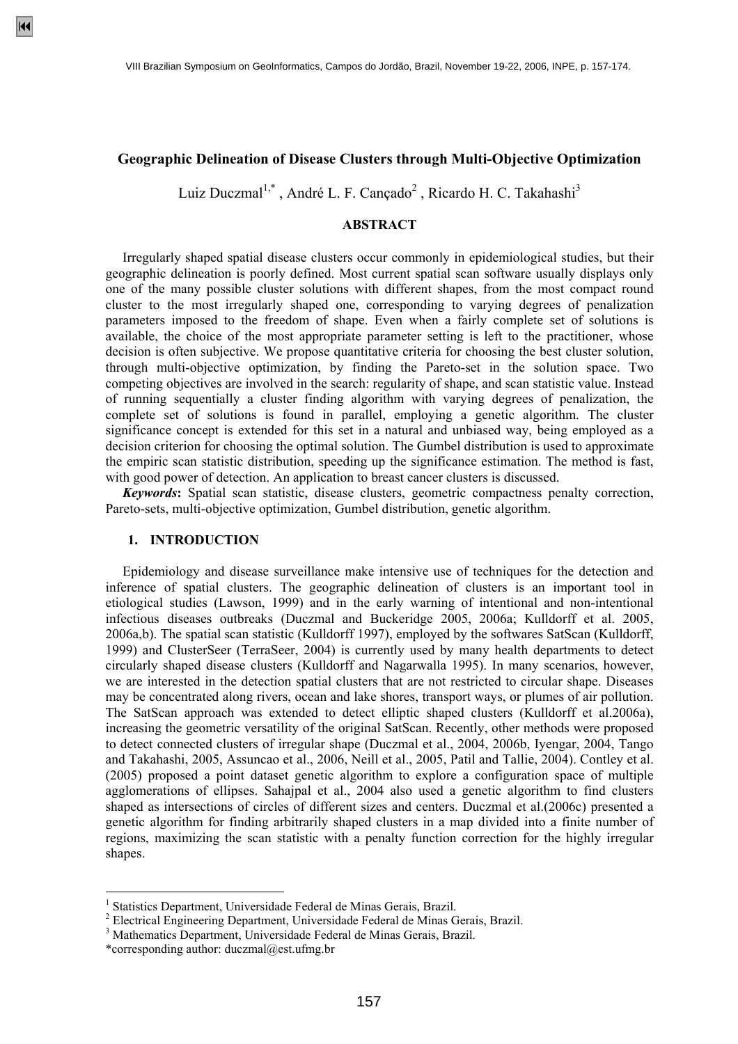# Geographic Delineation of Disease Clusters through Multi-Objective Optimization

Luiz Duczmal[1,*] , André L. F. Cançado[2] , Ricardo H. C. Takahashi[3]

## ABSTRACT

Irregularly shaped spatial disease clusters occur commonly in epidemiological studies, but their geographic delineation is poorly defined. Most current spatial scan software usually displays only one of the many possible cluster solutions with different shapes, from the most compact round cluster to the most irregularly shaped one, corresponding to varying degrees of penalization parameters imposed to the freedom of shape. Even when a fairly complete set of solutions is available, the choice of the most appropriate parameter setting is left to the practitioner, whose decision is often subjective. We propose quantitative criteria for choosing the best cluster solution, through multi-objective optimization, by finding the Pareto-set in the solution space. Two competing objectives are involved in the search: regularity of shape, and scan statistic value. Instead of running sequentially a cluster finding algorithm with varying degrees of penalization, the complete set of solutions is found in parallel, employing a genetic algorithm. The cluster significance concept is extended for this set in a natural and unbiased way, being employed as a decision criterion for choosing the optimal solution. The Gumbel distribution is used to approximate the empiric scan statistic distribution, speeding up the significance estimation. The method is fast, with good power of detection. An application to breast cancer clusters is discussed.

***Keywords*:** Spatial scan statistic, disease clusters, geometric compactness penalty correction, Pareto-sets, multi-objective optimization, Gumbel distribution, genetic algorithm.

## 1. INTRODUCTION

Epidemiology and disease surveillance make intensive use of techniques for the detection and inference of spatial clusters. The geographic delineation of clusters is an important tool in etiological studies (Lawson, 1999) and in the early warning of intentional and non-intentional infectious diseases outbreaks (Duczmal and Buckeridge 2005, 2006a; Kulldorff et al. 2005, 2006a,b). The spatial scan statistic (Kulldorff 1997), employed by the softwares SatScan (Kulldorff, 1999) and ClusterSeer (TerraSeer, 2004) is currently used by many health departments to detect circularly shaped disease clusters (Kulldorff and Nagarwalla 1995). In many scenarios, however, we are interested in the detection spatial clusters that are not restricted to circular shape. Diseases may be concentrated along rivers, ocean and lake shores, transport ways, or plumes of air pollution. The SatScan approach was extended to detect elliptic shaped clusters (Kulldorff et al.2006a), increasing the geometric versatility of the original SatScan. Recently, other methods were proposed to detect connected clusters of irregular shape (Duczmal et al., 2004, 2006b, Iyengar, 2004, Tango and Takahashi, 2005, Assuncao et al., 2006, Neill et al., 2005, Patil and Tallie, 2004). Contley et al. (2005) proposed a point dataset genetic algorithm to explore a configuration space of multiple agglomerations of ellipses. Sahajpal et al., 2004 also used a genetic algorithm to find clusters shaped as intersections of circles of different sizes and centers. Duczmal et al.(2006c) presented a genetic algorithm for finding arbitrarily shaped clusters in a map divided into a finite number of regions, maximizing the scan statistic with a penalty function correction for the highly irregular shapes.

---

[1] Statistics Department, Universidade Federal de Minas Gerais, Brazil.
[2] Electrical Engineering Department, Universidade Federal de Minas Gerais, Brazil.
[3] Mathematics Department, Universidade Federal de Minas Gerais, Brazil.
*corresponding author: duczmal@est.ufmg.br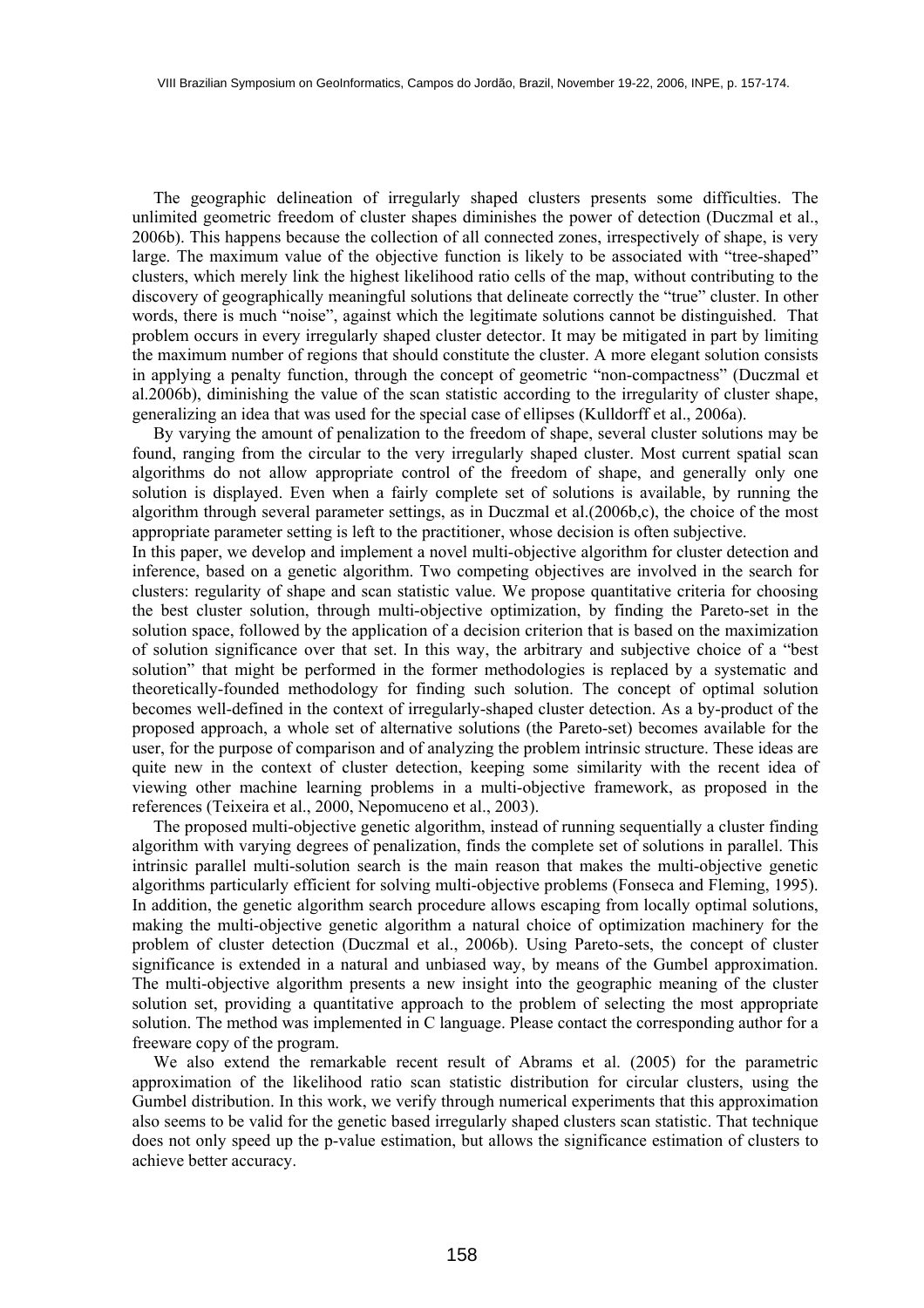The geographic delineation of irregularly shaped clusters presents some difficulties. The unlimited geometric freedom of cluster shapes diminishes the power of detection (Duczmal et al., 2006b). This happens because the collection of all connected zones, irrespectively of shape, is very large. The maximum value of the objective function is likely to be associated with "tree-shaped" clusters, which merely link the highest likelihood ratio cells of the map, without contributing to the discovery of geographically meaningful solutions that delineate correctly the "true" cluster. In other words, there is much "noise", against which the legitimate solutions cannot be distinguished. That problem occurs in every irregularly shaped cluster detector. It may be mitigated in part by limiting the maximum number of regions that should constitute the cluster. A more elegant solution consists in applying a penalty function, through the concept of geometric "non-compactness" (Duczmal et al.2006b), diminishing the value of the scan statistic according to the irregularity of cluster shape, generalizing an idea that was used for the special case of ellipses (Kulldorff et al., 2006a).

By varying the amount of penalization to the freedom of shape, several cluster solutions may be found, ranging from the circular to the very irregularly shaped cluster. Most current spatial scan algorithms do not allow appropriate control of the freedom of shape, and generally only one solution is displayed. Even when a fairly complete set of solutions is available, by running the algorithm through several parameter settings, as in Duczmal et al.(2006b,c), the choice of the most appropriate parameter setting is left to the practitioner, whose decision is often subjective.

In this paper, we develop and implement a novel multi-objective algorithm for cluster detection and inference, based on a genetic algorithm. Two competing objectives are involved in the search for clusters: regularity of shape and scan statistic value. We propose quantitative criteria for choosing the best cluster solution, through multi-objective optimization, by finding the Pareto-set in the solution space, followed by the application of a decision criterion that is based on the maximization of solution significance over that set. In this way, the arbitrary and subjective choice of a "best solution" that might be performed in the former methodologies is replaced by a systematic and theoretically-founded methodology for finding such solution. The concept of optimal solution becomes well-defined in the context of irregularly-shaped cluster detection. As a by-product of the proposed approach, a whole set of alternative solutions (the Pareto-set) becomes available for the user, for the purpose of comparison and of analyzing the problem intrinsic structure. These ideas are quite new in the context of cluster detection, keeping some similarity with the recent idea of viewing other machine learning problems in a multi-objective framework, as proposed in the references (Teixeira et al., 2000, Nepomuceno et al., 2003).

The proposed multi-objective genetic algorithm, instead of running sequentially a cluster finding algorithm with varying degrees of penalization, finds the complete set of solutions in parallel. This intrinsic parallel multi-solution search is the main reason that makes the multi-objective genetic algorithms particularly efficient for solving multi-objective problems (Fonseca and Fleming, 1995). In addition, the genetic algorithm search procedure allows escaping from locally optimal solutions, making the multi-objective genetic algorithm a natural choice of optimization machinery for the problem of cluster detection (Duczmal et al., 2006b). Using Pareto-sets, the concept of cluster significance is extended in a natural and unbiased way, by means of the Gumbel approximation. The multi-objective algorithm presents a new insight into the geographic meaning of the cluster solution set, providing a quantitative approach to the problem of selecting the most appropriate solution. The method was implemented in C language. Please contact the corresponding author for a freeware copy of the program.

We also extend the remarkable recent result of Abrams et al. (2005) for the parametric approximation of the likelihood ratio scan statistic distribution for circular clusters, using the Gumbel distribution. In this work, we verify through numerical experiments that this approximation also seems to be valid for the genetic based irregularly shaped clusters scan statistic. That technique does not only speed up the p-value estimation, but allows the significance estimation of clusters to achieve better accuracy.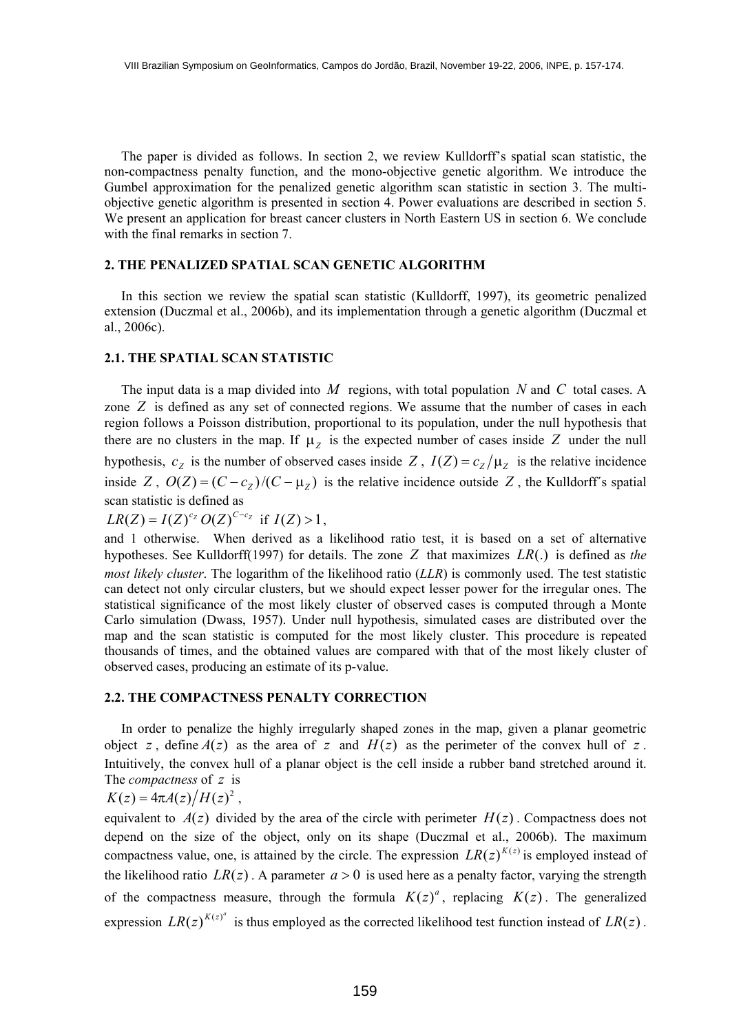The paper is divided as follows. In section 2, we review Kulldorff's spatial scan statistic, the non-compactness penalty function, and the mono-objective genetic algorithm. We introduce the Gumbel approximation for the penalized genetic algorithm scan statistic in section 3. The multi-objective genetic algorithm is presented in section 4. Power evaluations are described in section 5. We present an application for breast cancer clusters in North Eastern US in section 6. We conclude with the final remarks in section 7.

## 2. THE PENALIZED SPATIAL SCAN GENETIC ALGORITHM

In this section we review the spatial scan statistic (Kulldorff, 1997), its geometric penalized extension (Duczmal et al., 2006b), and its implementation through a genetic algorithm (Duczmal et al., 2006c).

### 2.1. THE SPATIAL SCAN STATISTIC

The input data is a map divided into $M$ regions, with total population $N$ and $C$ total cases. A zone $Z$ is defined as any set of connected regions. We assume that the number of cases in each region follows a Poisson distribution, proportional to its population, under the null hypothesis that there are no clusters in the map. If $\mu_Z$ is the expected number of cases inside $Z$ under the null hypothesis, $c_Z$ is the number of observed cases inside $Z$, $I(Z) = c_Z / \mu_Z$ is the relative incidence inside $Z$, $O(Z) = (C - c_Z)/(C - \mu_Z)$ is the relative incidence outside $Z$, the Kulldorff's spatial scan statistic is defined as

$LR(Z) = I(Z)^{c_Z} O(Z)^{C-c_Z}$ if $I(Z) > 1$,

and 1 otherwise. When derived as a likelihood ratio test, it is based on a set of alternative hypotheses. See Kulldorff(1997) for details. The zone $Z$ that maximizes $LR(.)$ is defined as *the most likely cluster*. The logarithm of the likelihood ratio (*LLR*) is commonly used. The test statistic can detect not only circular clusters, but we should expect lesser power for the irregular ones. The statistical significance of the most likely cluster of observed cases is computed through a Monte Carlo simulation (Dwass, 1957). Under null hypothesis, simulated cases are distributed over the map and the scan statistic is computed for the most likely cluster. This procedure is repeated thousands of times, and the obtained values are compared with that of the most likely cluster of observed cases, producing an estimate of its p-value.

### 2.2. THE COMPACTNESS PENALTY CORRECTION

In order to penalize the highly irregularly shaped zones in the map, given a planar geometric object $z$, define $A(z)$ as the area of $z$ and $H(z)$ as the perimeter of the convex hull of $z$. Intuitively, the convex hull of a planar object is the cell inside a rubber band stretched around it. The *compactness* of $z$ is

$K(z) = 4\pi A(z) / H(z)^2$,

equivalent to $A(z)$ divided by the area of the circle with perimeter $H(z)$. Compactness does not depend on the size of the object, only on its shape (Duczmal et al., 2006b). The maximum compactness value, one, is attained by the circle. The expression $LR(z)^{K(z)}$ is employed instead of the likelihood ratio $LR(z)$. A parameter $a > 0$ is used here as a penalty factor, varying the strength of the compactness measure, through the formula $K(z)^a$, replacing $K(z)$. The generalized expression $LR(z)^{K(z)^a}$ is thus employed as the corrected likelihood test function instead of $LR(z)$.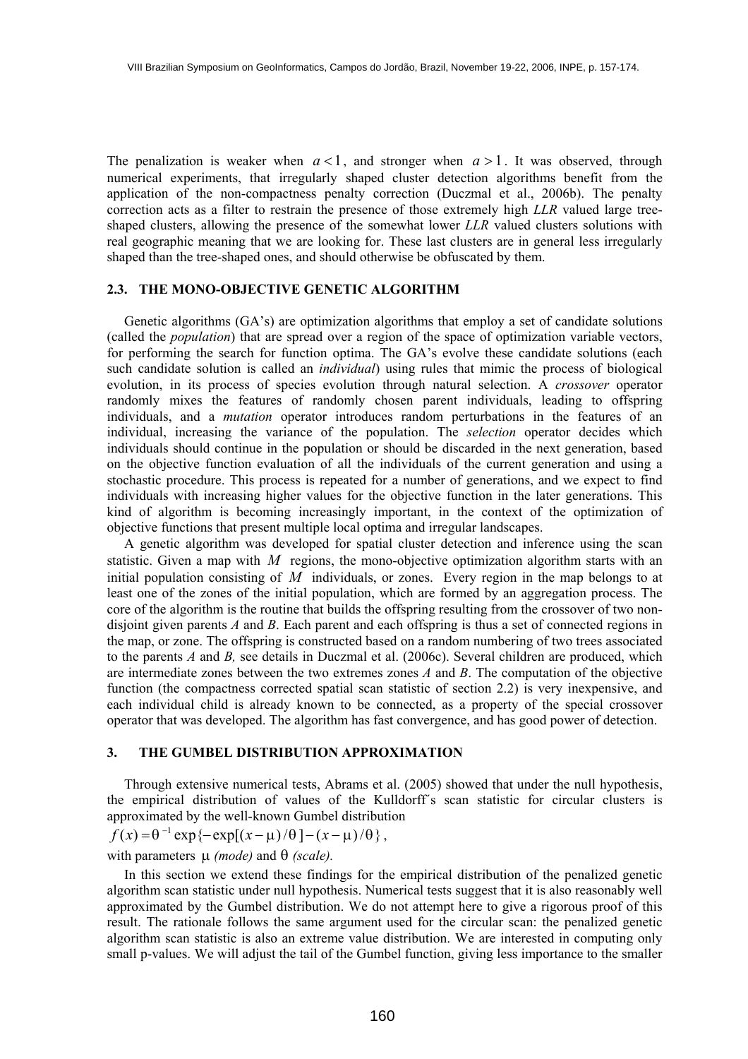The penalization is weaker when $a < 1$, and stronger when $a > 1$. It was observed, through numerical experiments, that irregularly shaped cluster detection algorithms benefit from the application of the non-compactness penalty correction (Duczmal et al., 2006b). The penalty correction acts as a filter to restrain the presence of those extremely high *LLR* valued large tree-shaped clusters, allowing the presence of the somewhat lower *LLR* valued clusters solutions with real geographic meaning that we are looking for. These last clusters are in general less irregularly shaped than the tree-shaped ones, and should otherwise be obfuscated by them.

### 2.3. THE MONO-OBJECTIVE GENETIC ALGORITHM

Genetic algorithms (GA's) are optimization algorithms that employ a set of candidate solutions (called the *population*) that are spread over a region of the space of optimization variable vectors, for performing the search for function optima. The GA's evolve these candidate solutions (each such candidate solution is called an *individual*) using rules that mimic the process of biological evolution, in its process of species evolution through natural selection. A *crossover* operator randomly mixes the features of randomly chosen parent individuals, leading to offspring individuals, and a *mutation* operator introduces random perturbations in the features of an individual, increasing the variance of the population. The *selection* operator decides which individuals should continue in the population or should be discarded in the next generation, based on the objective function evaluation of all the individuals of the current generation and using a stochastic procedure. This process is repeated for a number of generations, and we expect to find individuals with increasing higher values for the objective function in the later generations. This kind of algorithm is becoming increasingly important, in the context of the optimization of objective functions that present multiple local optima and irregular landscapes.

A genetic algorithm was developed for spatial cluster detection and inference using the scan statistic. Given a map with $M$ regions, the mono-objective optimization algorithm starts with an initial population consisting of $M$ individuals, or zones. Every region in the map belongs to at least one of the zones of the initial population, which are formed by an aggregation process. The core of the algorithm is the routine that builds the offspring resulting from the crossover of two non-disjoint given parents *A* and *B*. Each parent and each offspring is thus a set of connected regions in the map, or zone. The offspring is constructed based on a random numbering of two trees associated to the parents *A* and *B,* see details in Duczmal et al. (2006c). Several children are produced, which are intermediate zones between the two extremes zones *A* and *B*. The computation of the objective function (the compactness corrected spatial scan statistic of section 2.2) is very inexpensive, and each individual child is already known to be connected, as a property of the special crossover operator that was developed. The algorithm has fast convergence, and has good power of detection.

## 3. THE GUMBEL DISTRIBUTION APPROXIMATION

Through extensive numerical tests, Abrams et al. (2005) showed that under the null hypothesis, the empirical distribution of values of the Kulldorff´s scan statistic for circular clusters is approximated by the well-known Gumbel distribution

$$f(x) = \theta^{-1} \exp\{-\exp[(x-\mu)/\theta] - (x-\mu)/\theta\},$$

with parameters $\mu$ *(mode)* and $\theta$ *(scale).*

In this section we extend these findings for the empirical distribution of the penalized genetic algorithm scan statistic under null hypothesis. Numerical tests suggest that it is also reasonably well approximated by the Gumbel distribution. We do not attempt here to give a rigorous proof of this result. The rationale follows the same argument used for the circular scan: the penalized genetic algorithm scan statistic is also an extreme value distribution. We are interested in computing only small p-values. We will adjust the tail of the Gumbel function, giving less importance to the smaller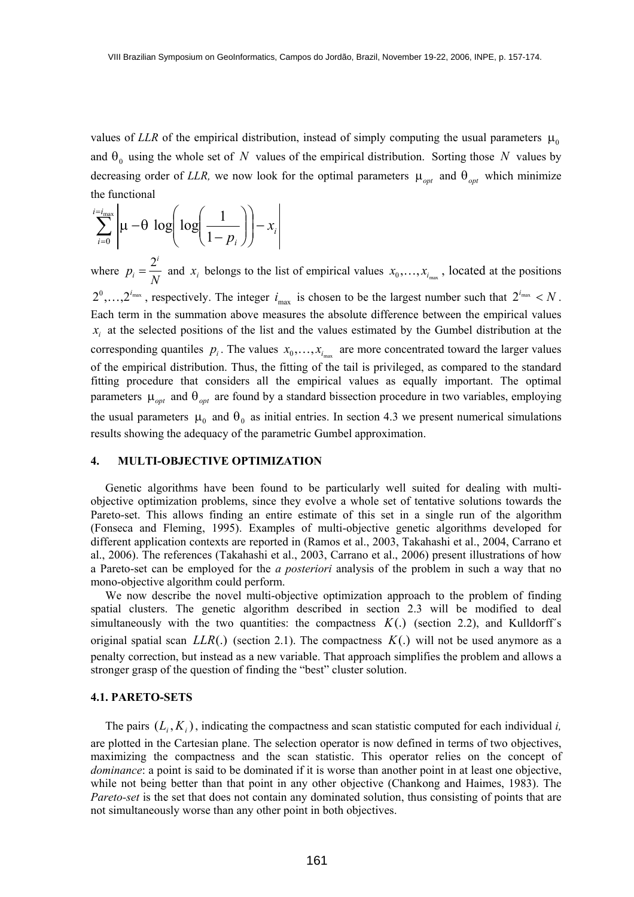values of *LLR* of the empirical distribution, instead of simply computing the usual parameters $\mu_0$ and $\theta_0$ using the whole set of $N$ values of the empirical distribution. Sorting those $N$ values by decreasing order of *LLR,* we now look for the optimal parameters $\mu_{opt}$ and $\theta_{opt}$ which minimize the functional

$$\sum_{i=0}^{i=i_{\max}} \left| \mu - \theta \, \log\left( \log\left( \frac{1}{1-p_i} \right) \right) - x_i \right|$$

where $p_i = \frac{2^i}{N}$ and $x_i$ belongs to the list of empirical values $x_0, \ldots, x_{i_{\max}}$, located at the positions $2^0, \ldots, 2^{i_{\max}}$, respectively. The integer $i_{\max}$ is chosen to be the largest number such that $2^{i_{\max}} < N$. Each term in the summation above measures the absolute difference between the empirical values $x_i$ at the selected positions of the list and the values estimated by the Gumbel distribution at the corresponding quantiles $p_i$. The values $x_0, \ldots, x_{i_{\max}}$ are more concentrated toward the larger values of the empirical distribution. Thus, the fitting of the tail is privileged, as compared to the standard fitting procedure that considers all the empirical values as equally important. The optimal parameters $\mu_{opt}$ and $\theta_{opt}$ are found by a standard bissection procedure in two variables, employing the usual parameters $\mu_0$ and $\theta_0$ as initial entries. In section 4.3 we present numerical simulations results showing the adequacy of the parametric Gumbel approximation.

## 4. MULTI-OBJECTIVE OPTIMIZATION

Genetic algorithms have been found to be particularly well suited for dealing with multi-objective optimization problems, since they evolve a whole set of tentative solutions towards the Pareto-set. This allows finding an entire estimate of this set in a single run of the algorithm (Fonseca and Fleming, 1995). Examples of multi-objective genetic algorithms developed for different application contexts are reported in (Ramos et al., 2003, Takahashi et al., 2004, Carrano et al., 2006). The references (Takahashi et al., 2003, Carrano et al., 2006) present illustrations of how a Pareto-set can be employed for the *a posteriori* analysis of the problem in such a way that no mono-objective algorithm could perform.

We now describe the novel multi-objective optimization approach to the problem of finding spatial clusters. The genetic algorithm described in section 2.3 will be modified to deal simultaneously with the two quantities: the compactness $K(.)$ (section 2.2), and Kulldorff´s original spatial scan $LLR(.)$ (section 2.1). The compactness $K(.)$ will not be used anymore as a penalty correction, but instead as a new variable. That approach simplifies the problem and allows a stronger grasp of the question of finding the "best" cluster solution.

### 4.1. PARETO-SETS

The pairs $(L_i, K_i)$, indicating the compactness and scan statistic computed for each individual *i,* are plotted in the Cartesian plane. The selection operator is now defined in terms of two objectives, maximizing the compactness and the scan statistic. This operator relies on the concept of *dominance*: a point is said to be dominated if it is worse than another point in at least one objective, while not being better than that point in any other objective (Chankong and Haimes, 1983). The *Pareto-set* is the set that does not contain any dominated solution, thus consisting of points that are not simultaneously worse than any other point in both objectives.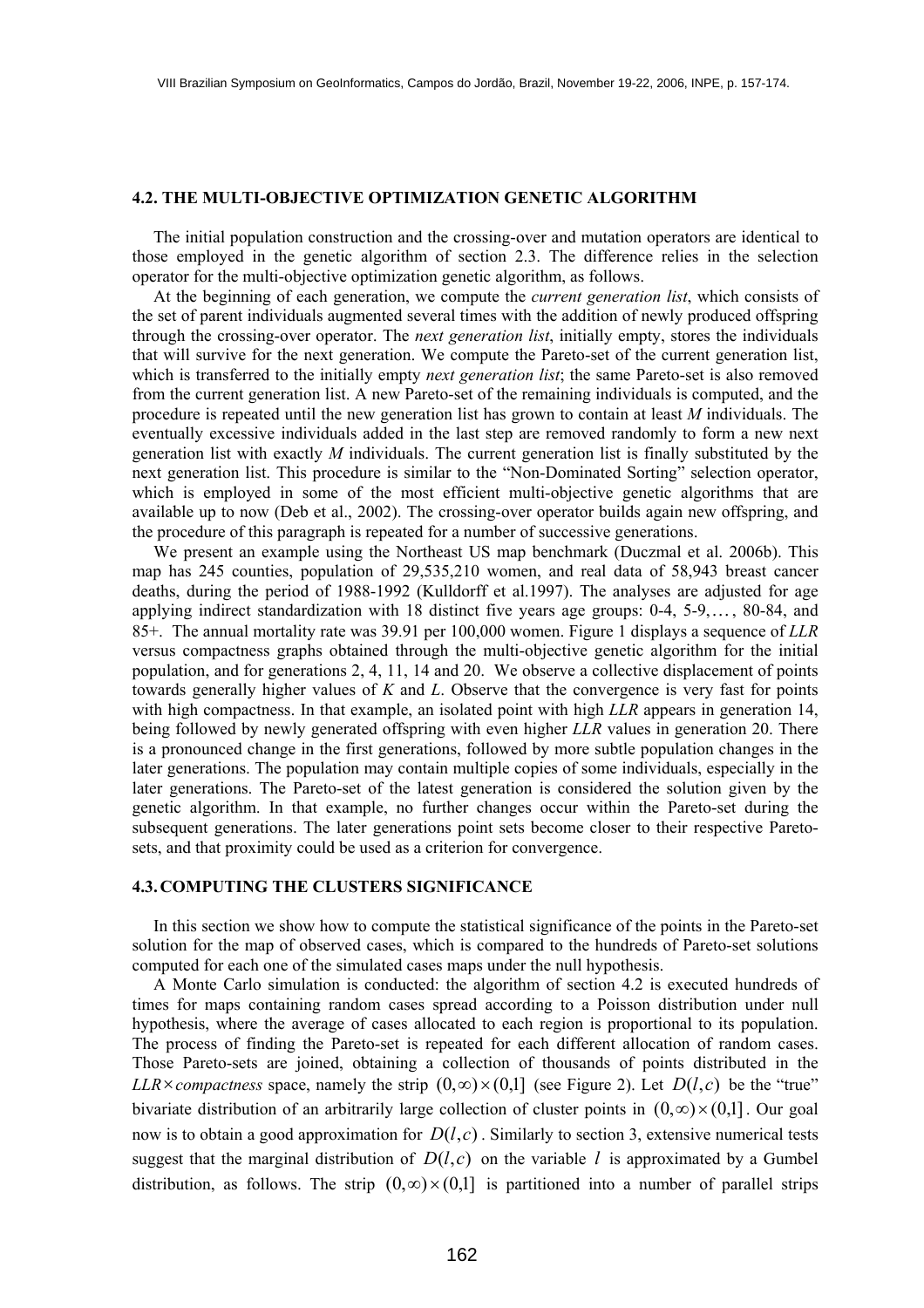### 4.2. THE MULTI-OBJECTIVE OPTIMIZATION GENETIC ALGORITHM

The initial population construction and the crossing-over and mutation operators are identical to those employed in the genetic algorithm of section 2.3. The difference relies in the selection operator for the multi-objective optimization genetic algorithm, as follows.

At the beginning of each generation, we compute the *current generation list*, which consists of the set of parent individuals augmented several times with the addition of newly produced offspring through the crossing-over operator. The *next generation list*, initially empty, stores the individuals that will survive for the next generation. We compute the Pareto-set of the current generation list, which is transferred to the initially empty *next generation list*; the same Pareto-set is also removed from the current generation list. A new Pareto-set of the remaining individuals is computed, and the procedure is repeated until the new generation list has grown to contain at least *M* individuals. The eventually excessive individuals added in the last step are removed randomly to form a new next generation list with exactly *M* individuals. The current generation list is finally substituted by the next generation list. This procedure is similar to the "Non-Dominated Sorting" selection operator, which is employed in some of the most efficient multi-objective genetic algorithms that are available up to now (Deb et al., 2002). The crossing-over operator builds again new offspring, and the procedure of this paragraph is repeated for a number of successive generations.

We present an example using the Northeast US map benchmark (Duczmal et al. 2006b). This map has 245 counties, population of 29,535,210 women, and real data of 58,943 breast cancer deaths, during the period of 1988-1992 (Kulldorff et al.1997). The analyses are adjusted for age applying indirect standardization with 18 distinct five years age groups: 0-4, 5-9,$\ldots$, 80-84, and 85+. The annual mortality rate was 39.91 per 100,000 women. Figure 1 displays a sequence of *LLR* versus compactness graphs obtained through the multi-objective genetic algorithm for the initial population, and for generations 2, 4, 11, 14 and 20. We observe a collective displacement of points towards generally higher values of *K* and *L*. Observe that the convergence is very fast for points with high compactness. In that example, an isolated point with high *LLR* appears in generation 14, being followed by newly generated offspring with even higher *LLR* values in generation 20. There is a pronounced change in the first generations, followed by more subtle population changes in the later generations. The population may contain multiple copies of some individuals, especially in the later generations. The Pareto-set of the latest generation is considered the solution given by the genetic algorithm. In that example, no further changes occur within the Pareto-set during the subsequent generations. The later generations point sets become closer to their respective Pareto-sets, and that proximity could be used as a criterion for convergence.

### 4.3. COMPUTING THE CLUSTERS SIGNIFICANCE

In this section we show how to compute the statistical significance of the points in the Pareto-set solution for the map of observed cases, which is compared to the hundreds of Pareto-set solutions computed for each one of the simulated cases maps under the null hypothesis.

A Monte Carlo simulation is conducted: the algorithm of section 4.2 is executed hundreds of times for maps containing random cases spread according to a Poisson distribution under null hypothesis, where the average of cases allocated to each region is proportional to its population. The process of finding the Pareto-set is repeated for each different allocation of random cases. Those Pareto-sets are joined, obtaining a collection of thousands of points distributed in the *LLR*$\times$*compactness* space, namely the strip $(0,\infty)\times(0,1]$ (see Figure 2). Let $D(l,c)$ be the "true" bivariate distribution of an arbitrarily large collection of cluster points in $(0,\infty)\times(0,1]$. Our goal now is to obtain a good approximation for $D(l,c)$. Similarly to section 3, extensive numerical tests suggest that the marginal distribution of $D(l,c)$ on the variable $l$ is approximated by a Gumbel distribution, as follows. The strip $(0,\infty)\times(0,1]$ is partitioned into a number of parallel strips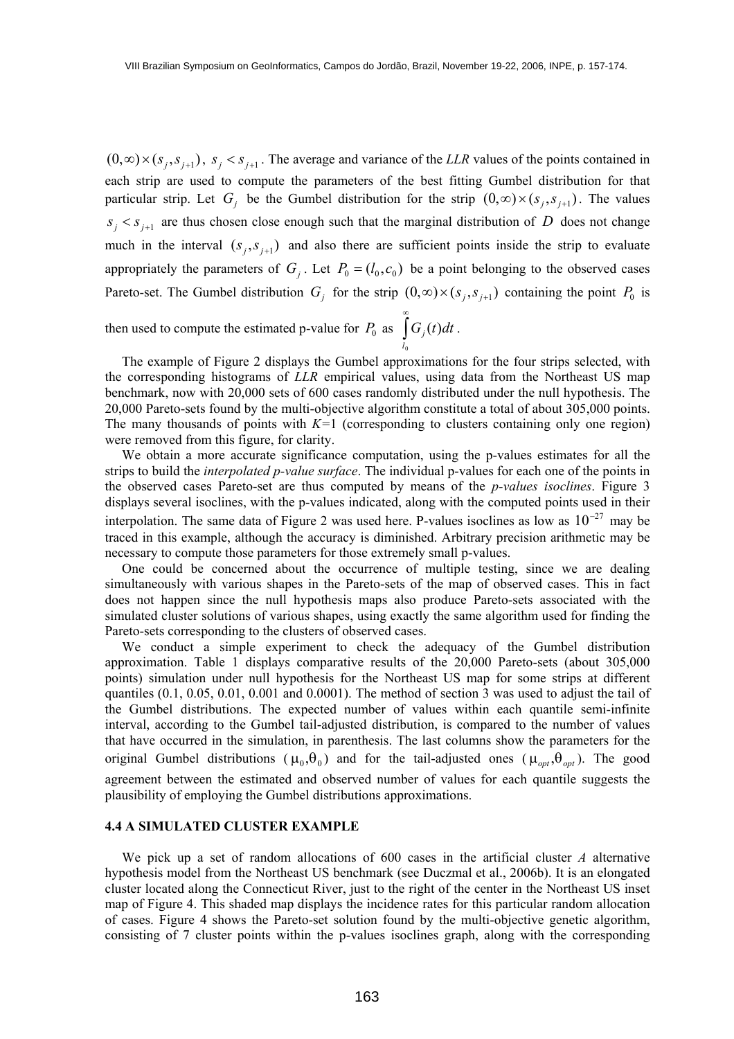$(0,\infty)\times(s_j, s_{j+1})$, $s_j < s_{j+1}$. The average and variance of the *LLR* values of the points contained in each strip are used to compute the parameters of the best fitting Gumbel distribution for that particular strip. Let $G_j$ be the Gumbel distribution for the strip $(0,\infty)\times(s_j, s_{j+1})$. The values $s_j < s_{j+1}$ are thus chosen close enough such that the marginal distribution of $D$ does not change much in the interval $(s_j, s_{j+1})$ and also there are sufficient points inside the strip to evaluate appropriately the parameters of $G_j$. Let $P_0 = (l_0, c_0)$ be a point belonging to the observed cases Pareto-set. The Gumbel distribution $G_j$ for the strip $(0,\infty)\times(s_j, s_{j+1})$ containing the point $P_0$ is then used to compute the estimated p-value for $P_0$ as $\int_{l_0}^{\infty} G_j(t)dt$.

The example of Figure 2 displays the Gumbel approximations for the four strips selected, with the corresponding histograms of *LLR* empirical values, using data from the Northeast US map benchmark, now with 20,000 sets of 600 cases randomly distributed under the null hypothesis. The 20,000 Pareto-sets found by the multi-objective algorithm constitute a total of about 305,000 points. The many thousands of points with $K$=1 (corresponding to clusters containing only one region) were removed from this figure, for clarity.

We obtain a more accurate significance computation, using the p-values estimates for all the strips to build the *interpolated p-value surface*. The individual p-values for each one of the points in the observed cases Pareto-set are thus computed by means of the *p-values isoclines*. Figure 3 displays several isoclines, with the p-values indicated, along with the computed points used in their interpolation. The same data of Figure 2 was used here. P-values isoclines as low as $10^{-27}$ may be traced in this example, although the accuracy is diminished. Arbitrary precision arithmetic may be necessary to compute those parameters for those extremely small p-values.

One could be concerned about the occurrence of multiple testing, since we are dealing simultaneously with various shapes in the Pareto-sets of the map of observed cases. This in fact does not happen since the null hypothesis maps also produce Pareto-sets associated with the simulated cluster solutions of various shapes, using exactly the same algorithm used for finding the Pareto-sets corresponding to the clusters of observed cases.

We conduct a simple experiment to check the adequacy of the Gumbel distribution approximation. Table 1 displays comparative results of the 20,000 Pareto-sets (about 305,000 points) simulation under null hypothesis for the Northeast US map for some strips at different quantiles (0.1, 0.05, 0.01, 0.001 and 0.0001). The method of section 3 was used to adjust the tail of the Gumbel distributions. The expected number of values within each quantile semi-infinite interval, according to the Gumbel tail-adjusted distribution, is compared to the number of values that have occurred in the simulation, in parenthesis. The last columns show the parameters for the original Gumbel distributions ($\mu_0, \theta_0$) and for the tail-adjusted ones ($\mu_{opt}, \theta_{opt}$). The good agreement between the estimated and observed number of values for each quantile suggests the plausibility of employing the Gumbel distributions approximations.

### 4.4 A SIMULATED CLUSTER EXAMPLE

We pick up a set of random allocations of 600 cases in the artificial cluster *A* alternative hypothesis model from the Northeast US benchmark (see Duczmal et al., 2006b). It is an elongated cluster located along the Connecticut River, just to the right of the center in the Northeast US inset map of Figure 4. This shaded map displays the incidence rates for this particular random allocation of cases. Figure 4 shows the Pareto-set solution found by the multi-objective genetic algorithm, consisting of 7 cluster points within the p-values isoclines graph, along with the corresponding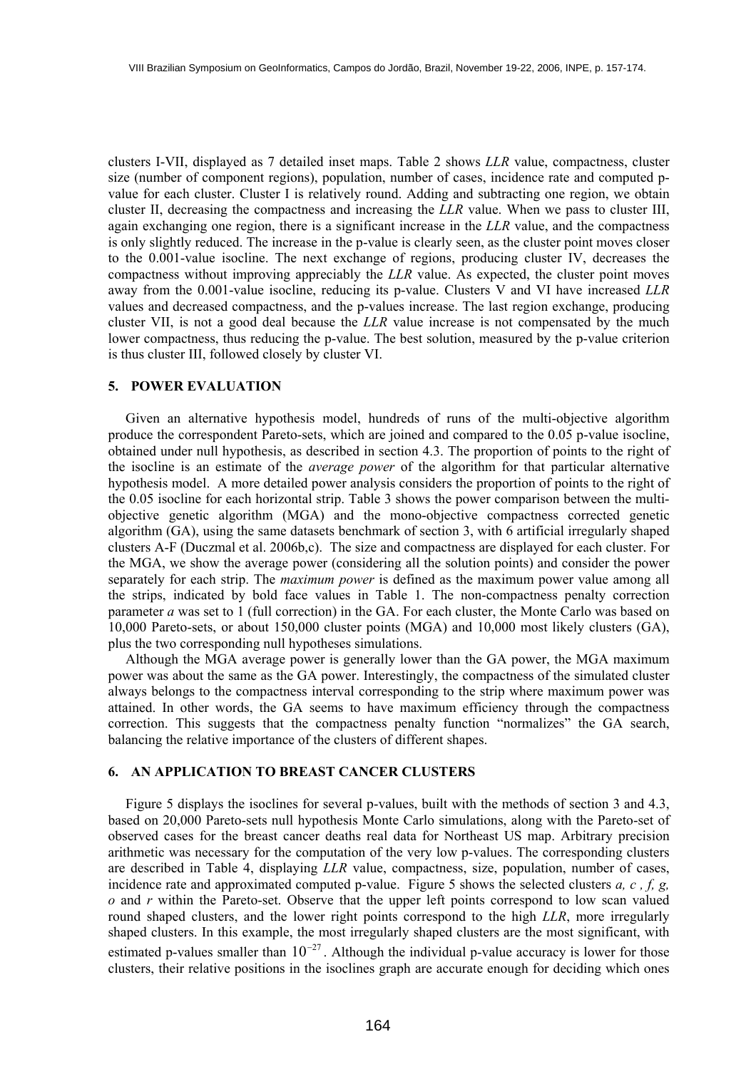clusters I-VII, displayed as 7 detailed inset maps. Table 2 shows *LLR* value, compactness, cluster size (number of component regions), population, number of cases, incidence rate and computed p-value for each cluster. Cluster I is relatively round. Adding and subtracting one region, we obtain cluster II, decreasing the compactness and increasing the *LLR* value. When we pass to cluster III, again exchanging one region, there is a significant increase in the *LLR* value, and the compactness is only slightly reduced. The increase in the p-value is clearly seen, as the cluster point moves closer to the 0.001-value isocline. The next exchange of regions, producing cluster IV, decreases the compactness without improving appreciably the *LLR* value. As expected, the cluster point moves away from the 0.001-value isocline, reducing its p-value. Clusters V and VI have increased *LLR* values and decreased compactness, and the p-values increase. The last region exchange, producing cluster VII, is not a good deal because the *LLR* value increase is not compensated by the much lower compactness, thus reducing the p-value. The best solution, measured by the p-value criterion is thus cluster III, followed closely by cluster VI.

## 5. POWER EVALUATION

Given an alternative hypothesis model, hundreds of runs of the multi-objective algorithm produce the correspondent Pareto-sets, which are joined and compared to the 0.05 p-value isocline, obtained under null hypothesis, as described in section 4.3. The proportion of points to the right of the isocline is an estimate of the *average power* of the algorithm for that particular alternative hypothesis model. A more detailed power analysis considers the proportion of points to the right of the 0.05 isocline for each horizontal strip. Table 3 shows the power comparison between the multi-objective genetic algorithm (MGA) and the mono-objective compactness corrected genetic algorithm (GA), using the same datasets benchmark of section 3, with 6 artificial irregularly shaped clusters A-F (Duczmal et al. 2006b,c). The size and compactness are displayed for each cluster. For the MGA, we show the average power (considering all the solution points) and consider the power separately for each strip. The *maximum power* is defined as the maximum power value among all the strips, indicated by bold face values in Table 1. The non-compactness penalty correction parameter *a* was set to 1 (full correction) in the GA. For each cluster, the Monte Carlo was based on 10,000 Pareto-sets, or about 150,000 cluster points (MGA) and 10,000 most likely clusters (GA), plus the two corresponding null hypotheses simulations.

Although the MGA average power is generally lower than the GA power, the MGA maximum power was about the same as the GA power. Interestingly, the compactness of the simulated cluster always belongs to the compactness interval corresponding to the strip where maximum power was attained. In other words, the GA seems to have maximum efficiency through the compactness correction. This suggests that the compactness penalty function "normalizes" the GA search, balancing the relative importance of the clusters of different shapes.

## 6. AN APPLICATION TO BREAST CANCER CLUSTERS

Figure 5 displays the isoclines for several p-values, built with the methods of section 3 and 4.3, based on 20,000 Pareto-sets null hypothesis Monte Carlo simulations, along with the Pareto-set of observed cases for the breast cancer deaths real data for Northeast US map. Arbitrary precision arithmetic was necessary for the computation of the very low p-values. The corresponding clusters are described in Table 4, displaying *LLR* value, compactness, size, population, number of cases, incidence rate and approximated computed p-value. Figure 5 shows the selected clusters *a, c , f, g, o* and *r* within the Pareto-set. Observe that the upper left points correspond to low scan valued round shaped clusters, and the lower right points correspond to the high *LLR*, more irregularly shaped clusters. In this example, the most irregularly shaped clusters are the most significant, with estimated p-values smaller than $10^{-27}$. Although the individual p-value accuracy is lower for those clusters, their relative positions in the isoclines graph are accurate enough for deciding which ones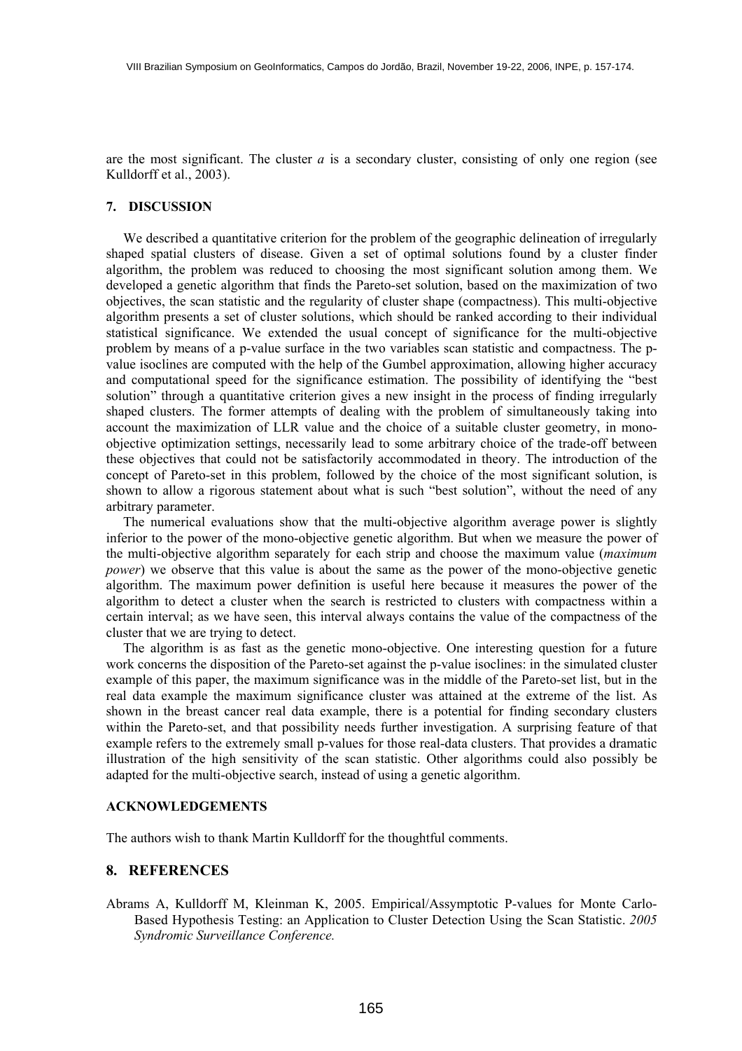are the most significant. The cluster *a* is a secondary cluster, consisting of only one region (see Kulldorff et al., 2003).

## 7. DISCUSSION

We described a quantitative criterion for the problem of the geographic delineation of irregularly shaped spatial clusters of disease. Given a set of optimal solutions found by a cluster finder algorithm, the problem was reduced to choosing the most significant solution among them. We developed a genetic algorithm that finds the Pareto-set solution, based on the maximization of two objectives, the scan statistic and the regularity of cluster shape (compactness). This multi-objective algorithm presents a set of cluster solutions, which should be ranked according to their individual statistical significance. We extended the usual concept of significance for the multi-objective problem by means of a p-value surface in the two variables scan statistic and compactness. The p-value isoclines are computed with the help of the Gumbel approximation, allowing higher accuracy and computational speed for the significance estimation. The possibility of identifying the "best solution" through a quantitative criterion gives a new insight in the process of finding irregularly shaped clusters. The former attempts of dealing with the problem of simultaneously taking into account the maximization of LLR value and the choice of a suitable cluster geometry, in mono-objective optimization settings, necessarily lead to some arbitrary choice of the trade-off between these objectives that could not be satisfactorily accommodated in theory. The introduction of the concept of Pareto-set in this problem, followed by the choice of the most significant solution, is shown to allow a rigorous statement about what is such "best solution", without the need of any arbitrary parameter.

The numerical evaluations show that the multi-objective algorithm average power is slightly inferior to the power of the mono-objective genetic algorithm. But when we measure the power of the multi-objective algorithm separately for each strip and choose the maximum value (*maximum power*) we observe that this value is about the same as the power of the mono-objective genetic algorithm. The maximum power definition is useful here because it measures the power of the algorithm to detect a cluster when the search is restricted to clusters with compactness within a certain interval; as we have seen, this interval always contains the value of the compactness of the cluster that we are trying to detect.

The algorithm is as fast as the genetic mono-objective. One interesting question for a future work concerns the disposition of the Pareto-set against the p-value isoclines: in the simulated cluster example of this paper, the maximum significance was in the middle of the Pareto-set list, but in the real data example the maximum significance cluster was attained at the extreme of the list. As shown in the breast cancer real data example, there is a potential for finding secondary clusters within the Pareto-set, and that possibility needs further investigation. A surprising feature of that example refers to the extremely small p-values for those real-data clusters. That provides a dramatic illustration of the high sensitivity of the scan statistic. Other algorithms could also possibly be adapted for the multi-objective search, instead of using a genetic algorithm.

### ACKNOWLEDGEMENTS

The authors wish to thank Martin Kulldorff for the thoughtful comments.

## 8. REFERENCES

Abrams A, Kulldorff M, Kleinman K, 2005. Empirical/Assymptotic P-values for Monte Carlo-Based Hypothesis Testing: an Application to Cluster Detection Using the Scan Statistic. *2005 Syndromic Surveillance Conference.*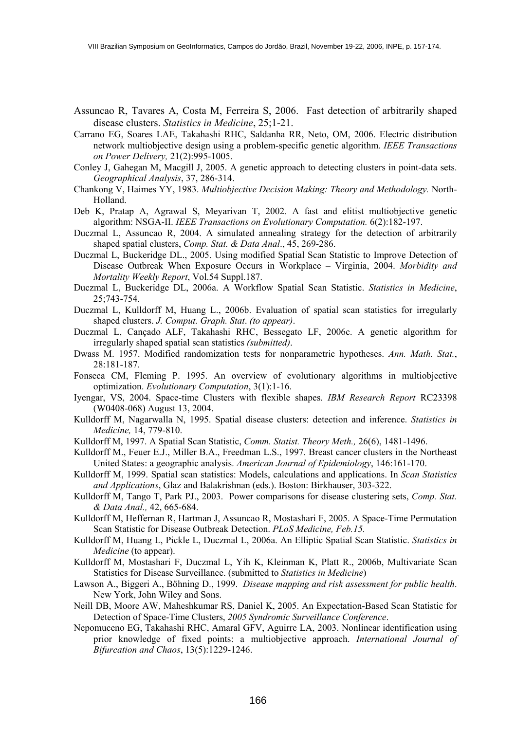Assuncao R, Tavares A, Costa M, Ferreira S, 2006. Fast detection of arbitrarily shaped disease clusters. *Statistics in Medicine*, 25;1-21.

Carrano EG, Soares LAE, Takahashi RHC, Saldanha RR, Neto, OM, 2006. Electric distribution network multiobjective design using a problem-specific genetic algorithm. *IEEE Transactions on Power Delivery,* 21(2):995-1005.

Conley J, Gahegan M, Macgill J, 2005. A genetic approach to detecting clusters in point-data sets. *Geographical Analysis*, 37, 286-314.

Chankong V, Haimes YY, 1983. *Multiobjective Decision Making: Theory and Methodology.* North-Holland.

Deb K, Pratap A, Agrawal S, Meyarivan T, 2002. A fast and elitist multiobjective genetic algorithm: NSGA-II. *IEEE Transactions on Evolutionary Computation.* 6(2):182-197.

Duczmal L, Assuncao R, 2004. A simulated annealing strategy for the detection of arbitrarily shaped spatial clusters, *Comp. Stat. & Data Anal*., 45, 269-286.

Duczmal L, Buckeridge DL., 2005. Using modified Spatial Scan Statistic to Improve Detection of Disease Outbreak When Exposure Occurs in Workplace – Virginia, 2004. *Morbidity and Mortality Weekly Report*, Vol.54 Suppl.187.

Duczmal L, Buckeridge DL, 2006a. A Workflow Spatial Scan Statistic. *Statistics in Medicine*, 25;743-754.

Duczmal L, Kulldorff M, Huang L., 2006b. Evaluation of spatial scan statistics for irregularly shaped clusters. *J. Comput. Graph. Stat*. *(to appear)*.

Duczmal L, Cançado ALF, Takahashi RHC, Bessegato LF, 2006c. A genetic algorithm for irregularly shaped spatial scan statistics *(submitted)*.

Dwass M. 1957. Modified randomization tests for nonparametric hypotheses. *Ann. Math. Stat.*, 28:181-187.

Fonseca CM, Fleming P. 1995. An overview of evolutionary algorithms in multiobjective optimization. *Evolutionary Computation*, 3(1):1-16.

Iyengar, VS, 2004. Space-time Clusters with flexible shapes. *IBM Research Report* RC23398 (W0408-068) August 13, 2004.

Kulldorff M, Nagarwalla N, 1995. Spatial disease clusters: detection and inference. *Statistics in Medicine,* 14, 779-810.

Kulldorff M, 1997. A Spatial Scan Statistic, *Comm. Statist. Theory Meth.,* 26(6), 1481-1496.

Kulldorff M., Feuer E.J., Miller B.A., Freedman L.S., 1997. Breast cancer clusters in the Northeast United States: a geographic analysis. *American Journal of Epidemiology*, 146:161-170.

Kulldorff M, 1999. Spatial scan statistics: Models, calculations and applications. In *Scan Statistics and Applications*, Glaz and Balakrishnan (eds.). Boston: Birkhauser, 303-322.

Kulldorff M, Tango T, Park PJ., 2003. Power comparisons for disease clustering sets, *Comp. Stat. & Data Anal.,* 42, 665-684.

Kulldorff M, Heffernan R, Hartman J, Assuncao R, Mostashari F, 2005. A Space-Time Permutation Scan Statistic for Disease Outbreak Detection. *PLoS Medicine, Feb.15.*

Kulldorff M, Huang L, Pickle L, Duczmal L, 2006a. An Elliptic Spatial Scan Statistic. *Statistics in Medicine* (to appear).

Kulldorff M, Mostashari F, Duczmal L, Yih K, Kleinman K, Platt R., 2006b, Multivariate Scan Statistics for Disease Surveillance. (submitted to *Statistics in Medicine*)

Lawson A., Biggeri A., Böhning D., 1999. *Disease mapping and risk assessment for public health*. New York, John Wiley and Sons.

Neill DB, Moore AW, Maheshkumar RS, Daniel K, 2005. An Expectation-Based Scan Statistic for Detection of Space-Time Clusters, *2005 Syndromic Surveillance Conference*.

Nepomuceno EG, Takahashi RHC, Amaral GFV, Aguirre LA, 2003. Nonlinear identification using prior knowledge of fixed points: a multiobjective approach. *International Journal of Bifurcation and Chaos*, 13(5):1229-1246.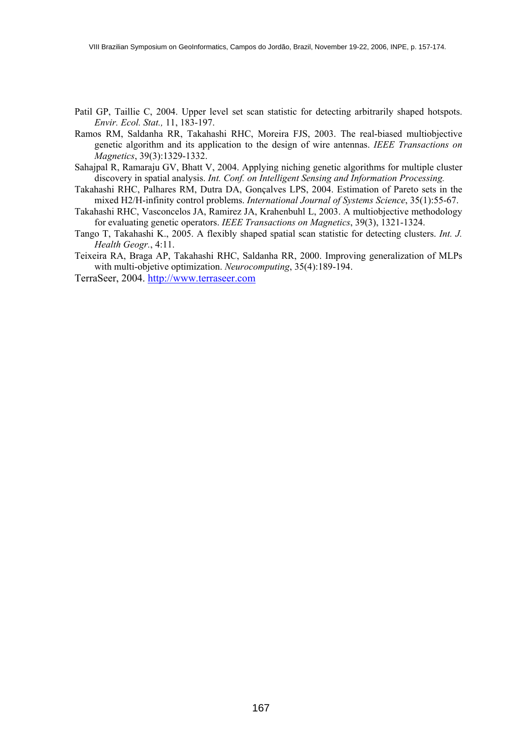Patil GP, Taillie C, 2004. Upper level set scan statistic for detecting arbitrarily shaped hotspots. *Envir. Ecol. Stat.,* 11, 183-197.

Ramos RM, Saldanha RR, Takahashi RHC, Moreira FJS, 2003. The real-biased multiobjective genetic algorithm and its application to the design of wire antennas. *IEEE Transactions on Magnetics*, 39(3):1329-1332.

Sahajpal R, Ramaraju GV, Bhatt V, 2004. Applying niching genetic algorithms for multiple cluster discovery in spatial analysis. *Int. Conf. on Intelligent Sensing and Information Processing.*

Takahashi RHC, Palhares RM, Dutra DA, Gonçalves LPS, 2004. Estimation of Pareto sets in the mixed H2/H-infinity control problems. *International Journal of Systems Science*, 35(1):55-67.

Takahashi RHC, Vasconcelos JA, Ramirez JA, Krahenbuhl L, 2003. A multiobjective methodology for evaluating genetic operators. *IEEE Transactions on Magnetics*, 39(3), 1321-1324.

Tango T, Takahashi K., 2005. A flexibly shaped spatial scan statistic for detecting clusters. *Int. J. Health Geogr.*, 4:11.

Teixeira RA, Braga AP, Takahashi RHC, Saldanha RR, 2000. Improving generalization of MLPs with multi-objetive optimization. *Neurocomputing*, 35(4):189-194.

TerraSeer, 2004. http://www.terraseer.com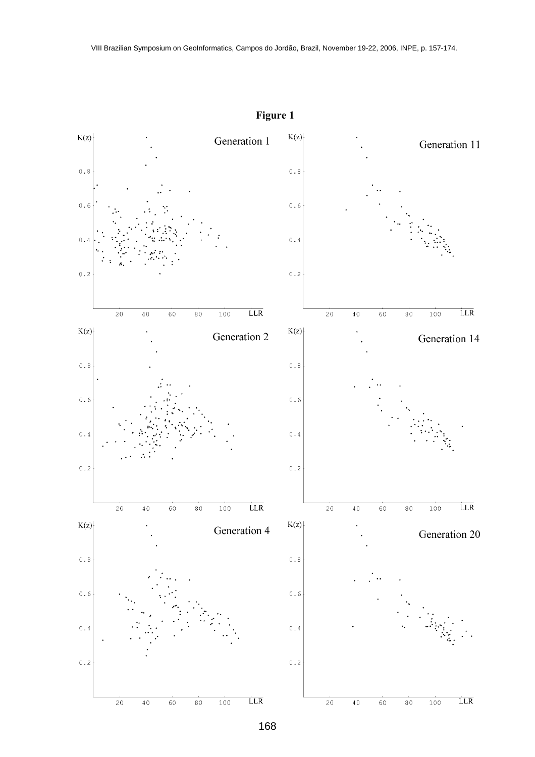**Figure 1**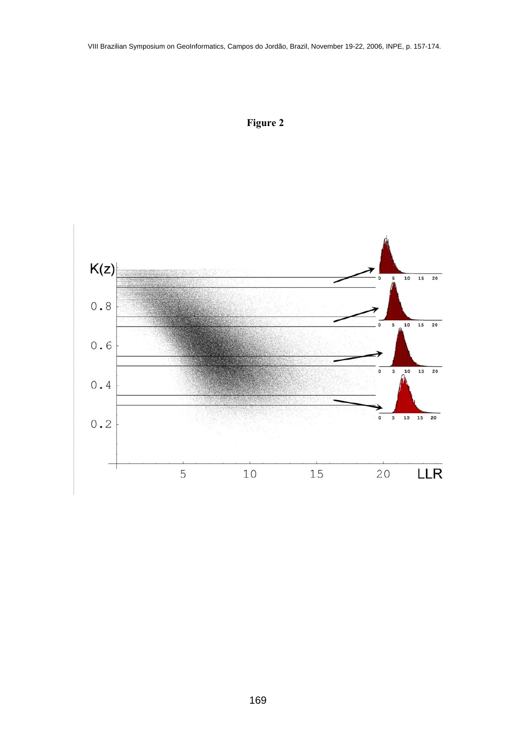**Figure 2**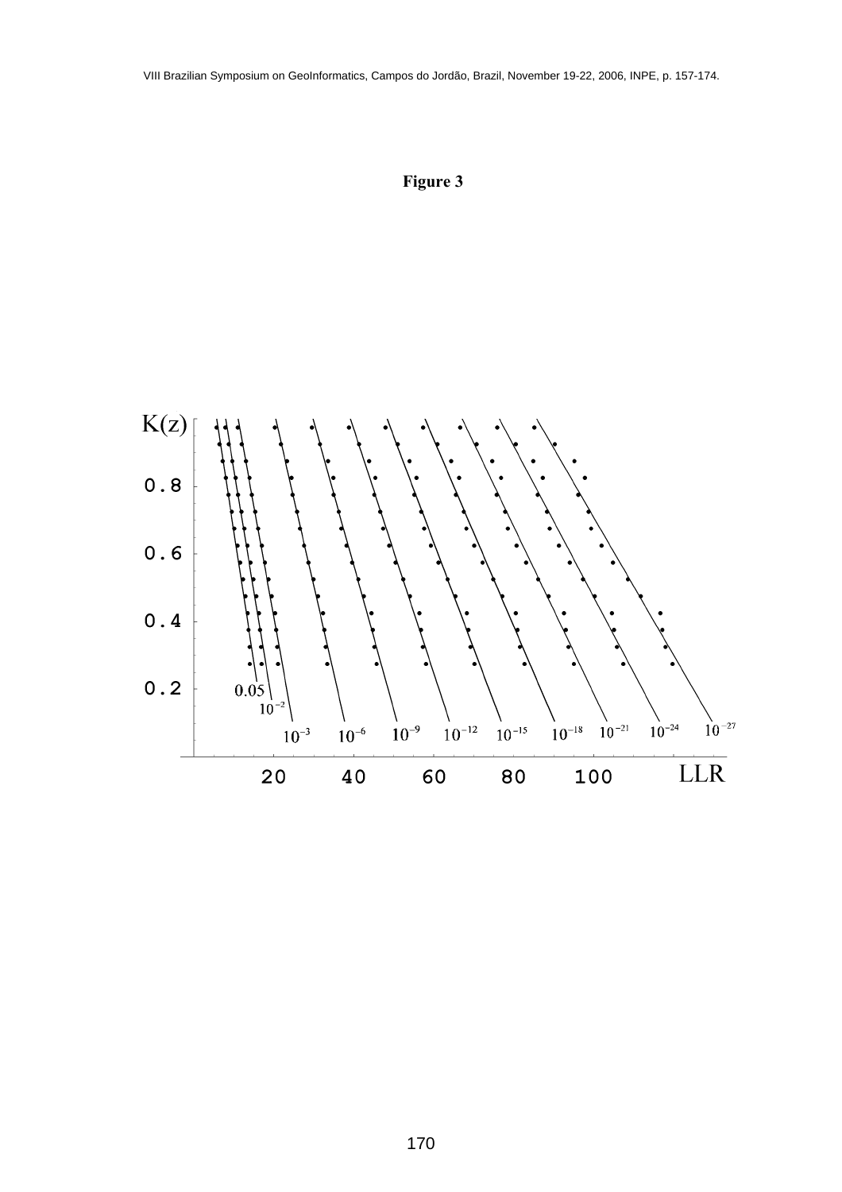**Figure 3**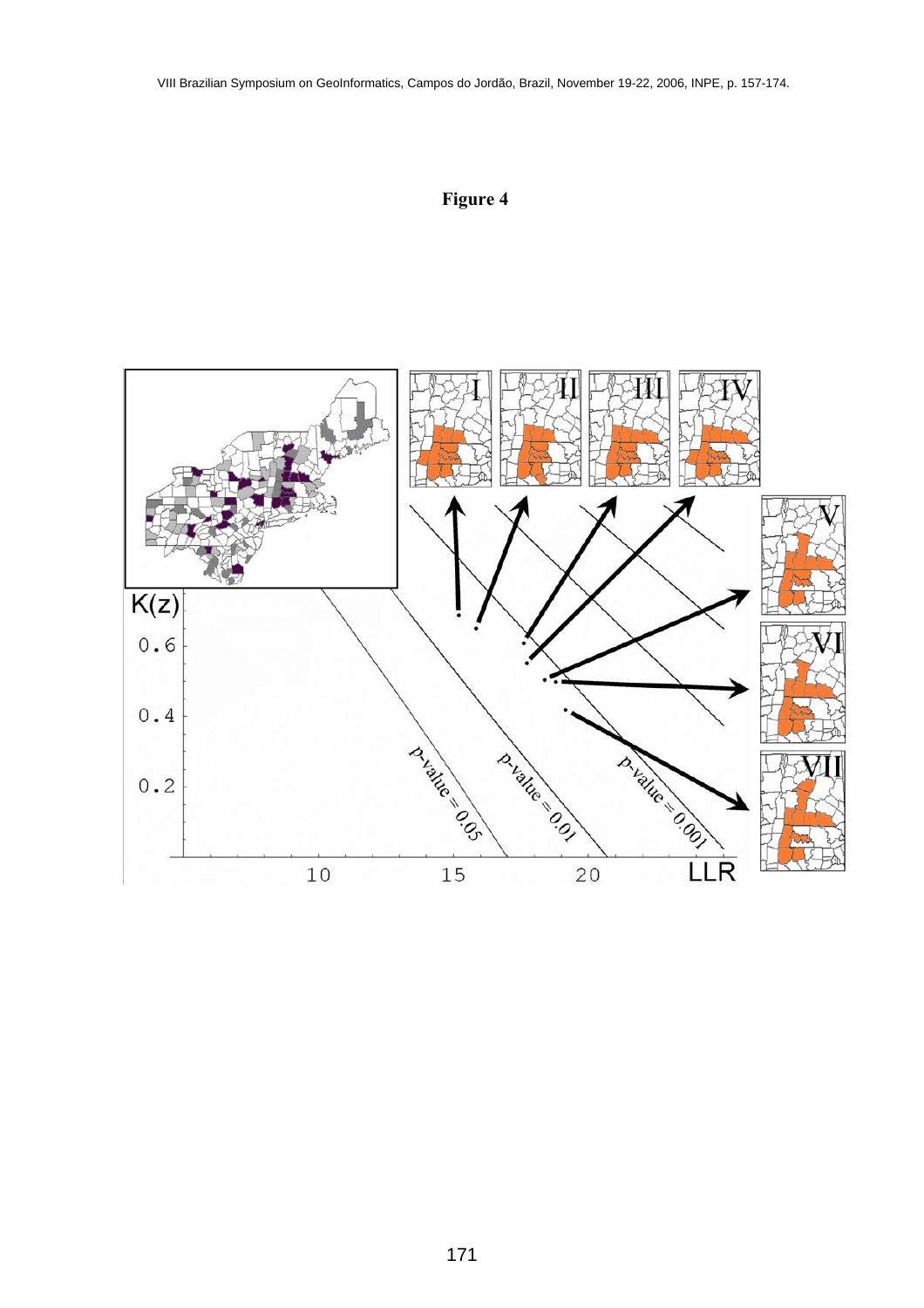**Figure 4**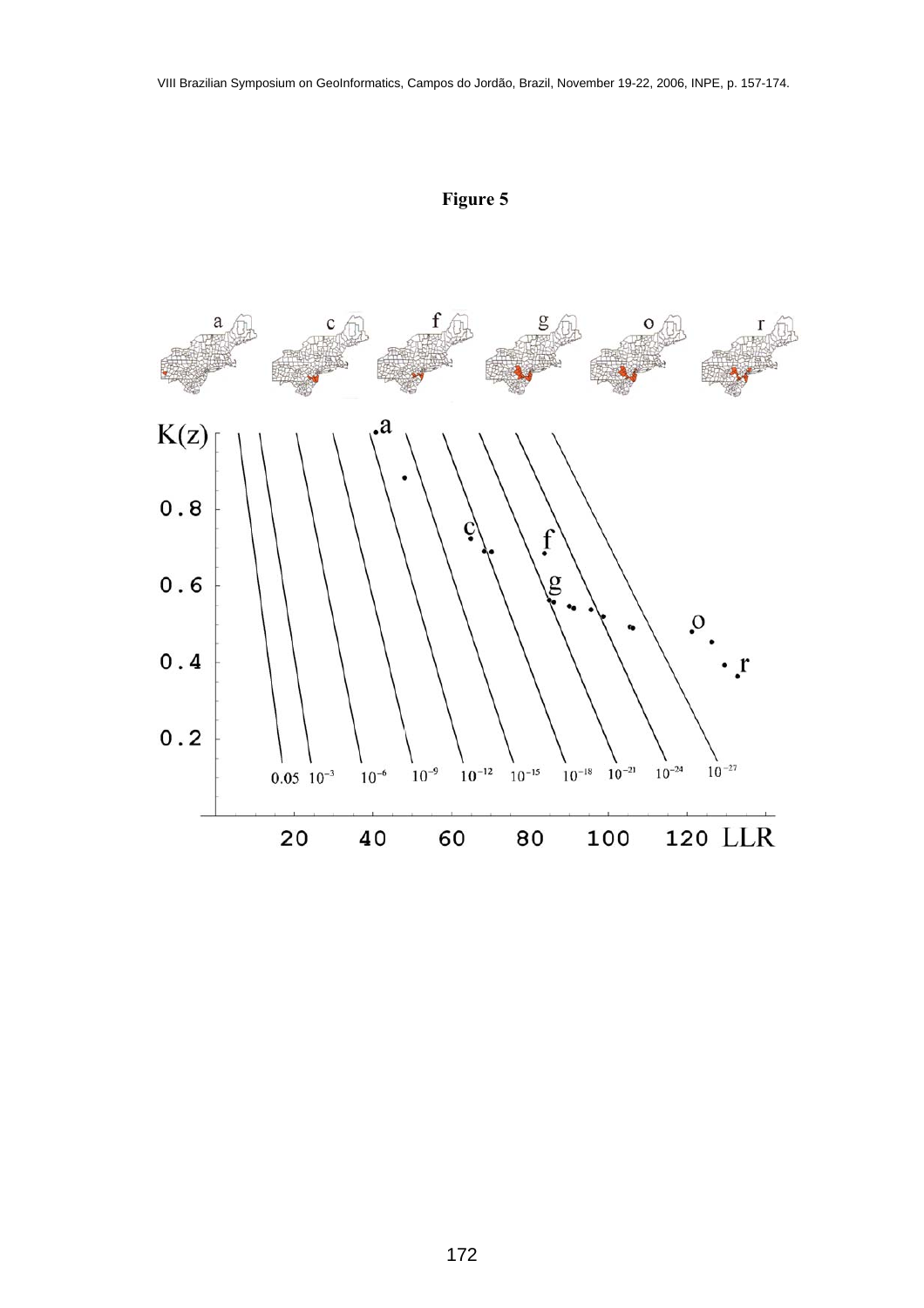**Figure 5**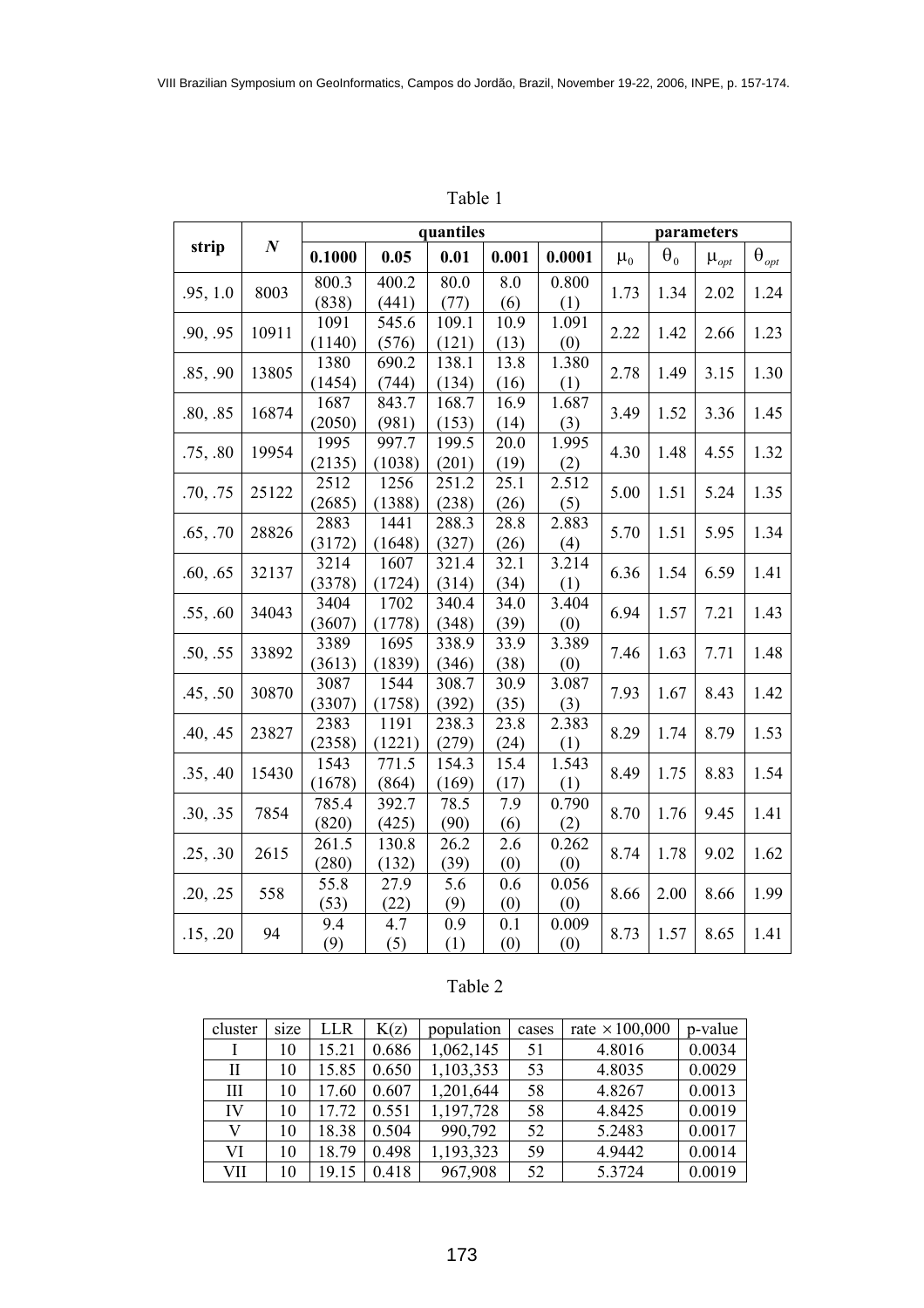Table 1

| strip | $N$ | quantiles | | | | | parameters | | | |
|---|---|---|---|---|---|---|---|---|---|---|
| | | 0.1000 | 0.05 | 0.01 | 0.001 | 0.0001 | $\mu_0$ | $\theta_0$ | $\mu_{opt}$ | $\theta_{opt}$ |
| .95, 1.0 | 8003 | 800.3 (838) | 400.2 (441) | 80.0 (77) | 8.0 (6) | 0.800 (1) | 1.73 | 1.34 | 2.02 | 1.24 |
| .90, .95 | 10911 | 1091 (1140) | 545.6 (576) | 109.1 (121) | 10.9 (13) | 1.091 (0) | 2.22 | 1.42 | 2.66 | 1.23 |
| .85, .90 | 13805 | 1380 (1454) | 690.2 (744) | 138.1 (134) | 13.8 (16) | 1.380 (1) | 2.78 | 1.49 | 3.15 | 1.30 |
| .80, .85 | 16874 | 1687 (2050) | 843.7 (981) | 168.7 (153) | 16.9 (14) | 1.687 (3) | 3.49 | 1.52 | 3.36 | 1.45 |
| .75, .80 | 19954 | 1995 (2135) | 997.7 (1038) | 199.5 (201) | 20.0 (19) | 1.995 (2) | 4.30 | 1.48 | 4.55 | 1.32 |
| .70, .75 | 25122 | 2512 (2685) | 1256 (1388) | 251.2 (238) | 25.1 (26) | 2.512 (5) | 5.00 | 1.51 | 5.24 | 1.35 |
| .65, .70 | 28826 | 2883 (3172) | 1441 (1648) | 288.3 (327) | 28.8 (26) | 2.883 (4) | 5.70 | 1.51 | 5.95 | 1.34 |
| .60, .65 | 32137 | 3214 (3378) | 1607 (1724) | 321.4 (314) | 32.1 (34) | 3.214 (1) | 6.36 | 1.54 | 6.59 | 1.41 |
| .55, .60 | 34043 | 3404 (3607) | 1702 (1778) | 340.4 (348) | 34.0 (39) | 3.404 (0) | 6.94 | 1.57 | 7.21 | 1.43 |
| .50, .55 | 33892 | 3389 (3613) | 1695 (1839) | 338.9 (346) | 33.9 (38) | 3.389 (0) | 7.46 | 1.63 | 7.71 | 1.48 |
| .45, .50 | 30870 | 3087 (3307) | 1544 (1758) | 308.7 (392) | 30.9 (35) | 3.087 (3) | 7.93 | 1.67 | 8.43 | 1.42 |
| .40, .45 | 23827 | 2383 (2358) | 1191 (1221) | 238.3 (279) | 23.8 (24) | 2.383 (1) | 8.29 | 1.74 | 8.79 | 1.53 |
| .35, .40 | 15430 | 1543 (1678) | 771.5 (864) | 154.3 (169) | 15.4 (17) | 1.543 (1) | 8.49 | 1.75 | 8.83 | 1.54 |
| .30, .35 | 7854 | 785.4 (820) | 392.7 (425) | 78.5 (90) | 7.9 (6) | 0.790 (2) | 8.70 | 1.76 | 9.45 | 1.41 |
| .25, .30 | 2615 | 261.5 (280) | 130.8 (132) | 26.2 (39) | 2.6 (0) | 0.262 (0) | 8.74 | 1.78 | 9.02 | 1.62 |
| .20, .25 | 558 | 55.8 (53) | 27.9 (22) | 5.6 (9) | 0.6 (0) | 0.056 (0) | 8.66 | 2.00 | 8.66 | 1.99 |
| .15, .20 | 94 | 9.4 (9) | 4.7 (5) | 0.9 (1) | 0.1 (0) | 0.009 (0) | 8.73 | 1.57 | 8.65 | 1.41 |

Table 2

| cluster | size | LLR | K(z) | population | cases | rate $\times 100{,}000$ | p-value |
|---|---|---|---|---|---|---|---|
| I | 10 | 15.21 | 0.686 | 1,062,145 | 51 | 4.8016 | 0.0034 |
| II | 10 | 15.85 | 0.650 | 1,103,353 | 53 | 4.8035 | 0.0029 |
| III | 10 | 17.60 | 0.607 | 1,201,644 | 58 | 4.8267 | 0.0013 |
| IV | 10 | 17.72 | 0.551 | 1,197,728 | 58 | 4.8425 | 0.0019 |
| V | 10 | 18.38 | 0.504 | 990,792 | 52 | 5.2483 | 0.0017 |
| VI | 10 | 18.79 | 0.498 | 1,193,323 | 59 | 4.9442 | 0.0014 |
| VII | 10 | 19.15 | 0.418 | 967,908 | 52 | 5.3724 | 0.0019 |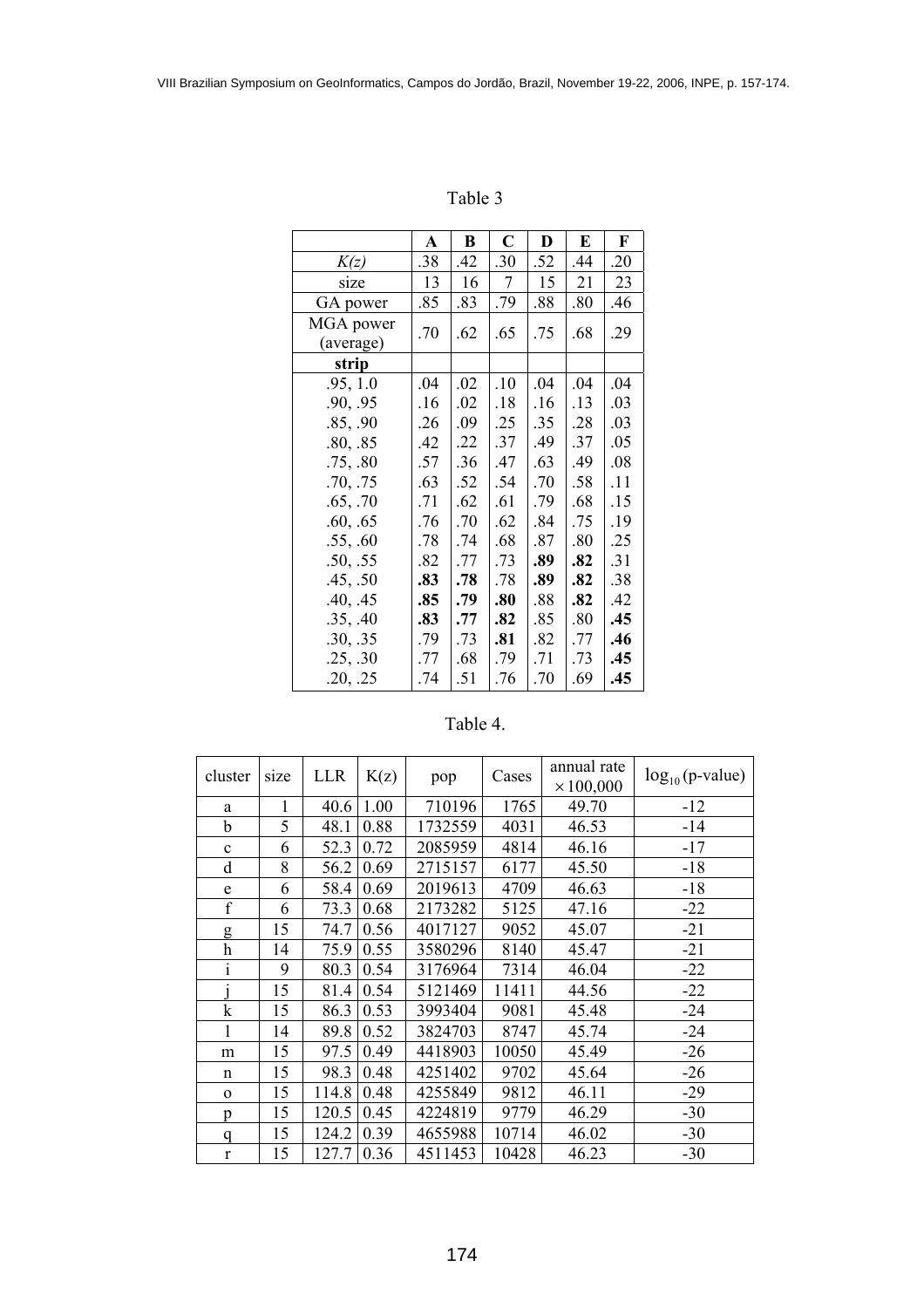Table 3

| | **A** | **B** | **C** | **D** | **E** | **F** |
|---|---|---|---|---|---|---|
| *K(z)* | .38 | .42 | .30 | .52 | .44 | .20 |
| size | 13 | 16 | 7 | 15 | 21 | 23 |
| GA power | .85 | .83 | .79 | .88 | .80 | .46 |
| MGA power (average) | .70 | .62 | .65 | .75 | .68 | .29 |
| **strip** | | | | | | |
| .95, 1.0 | .04 | .02 | .10 | .04 | .04 | .04 |
| .90, .95 | .16 | .02 | .18 | .16 | .13 | .03 |
| .85, .90 | .26 | .09 | .25 | .35 | .28 | .03 |
| .80, .85 | .42 | .22 | .37 | .49 | .37 | .05 |
| .75, .80 | .57 | .36 | .47 | .63 | .49 | .08 |
| .70, .75 | .63 | .52 | .54 | .70 | .58 | .11 |
| .65, .70 | .71 | .62 | .61 | .79 | .68 | .15 |
| .60, .65 | .76 | .70 | .62 | .84 | .75 | .19 |
| .55, .60 | .78 | .74 | .68 | .87 | .80 | .25 |
| .50, .55 | .82 | .77 | .73 | **.89** | **.82** | .31 |
| .45, .50 | **.83** | **.78** | .78 | **.89** | **.82** | .38 |
| .40, .45 | **.85** | **.79** | **.80** | .88 | **.82** | .42 |
| .35, .40 | **.83** | **.77** | **.82** | .85 | .80 | **.45** |
| .30, .35 | .79 | .73 | **.81** | .82 | .77 | **.46** |
| .25, .30 | .77 | .68 | .79 | .71 | .73 | **.45** |
| .20, .25 | .74 | .51 | .76 | .70 | .69 | **.45** |

Table 4.

| cluster | size | LLR | K(z) | pop | Cases | annual rate $\times 100{,}000$ | $\log_{10}$ (p-value) |
|---|---|---|---|---|---|---|---|
| a | 1 | 40.6 | 1.00 | 710196 | 1765 | 49.70 | -12 |
| b | 5 | 48.1 | 0.88 | 1732559 | 4031 | 46.53 | -14 |
| c | 6 | 52.3 | 0.72 | 2085959 | 4814 | 46.16 | -17 |
| d | 8 | 56.2 | 0.69 | 2715157 | 6177 | 45.50 | -18 |
| e | 6 | 58.4 | 0.69 | 2019613 | 4709 | 46.63 | -18 |
| f | 6 | 73.3 | 0.68 | 2173282 | 5125 | 47.16 | -22 |
| g | 15 | 74.7 | 0.56 | 4017127 | 9052 | 45.07 | -21 |
| h | 14 | 75.9 | 0.55 | 3580296 | 8140 | 45.47 | -21 |
| i | 9 | 80.3 | 0.54 | 3176964 | 7314 | 46.04 | -22 |
| j | 15 | 81.4 | 0.54 | 5121469 | 11411 | 44.56 | -22 |
| k | 15 | 86.3 | 0.53 | 3993404 | 9081 | 45.48 | -24 |
| l | 14 | 89.8 | 0.52 | 3824703 | 8747 | 45.74 | -24 |
| m | 15 | 97.5 | 0.49 | 4418903 | 10050 | 45.49 | -26 |
| n | 15 | 98.3 | 0.48 | 4251402 | 9702 | 45.64 | -26 |
| o | 15 | 114.8 | 0.48 | 4255849 | 9812 | 46.11 | -29 |
| p | 15 | 120.5 | 0.45 | 4224819 | 9779 | 46.29 | -30 |
| q | 15 | 124.2 | 0.39 | 4655988 | 10714 | 46.02 | -30 |
| r | 15 | 127.7 | 0.36 | 4511453 | 10428 | 46.23 | -30 |